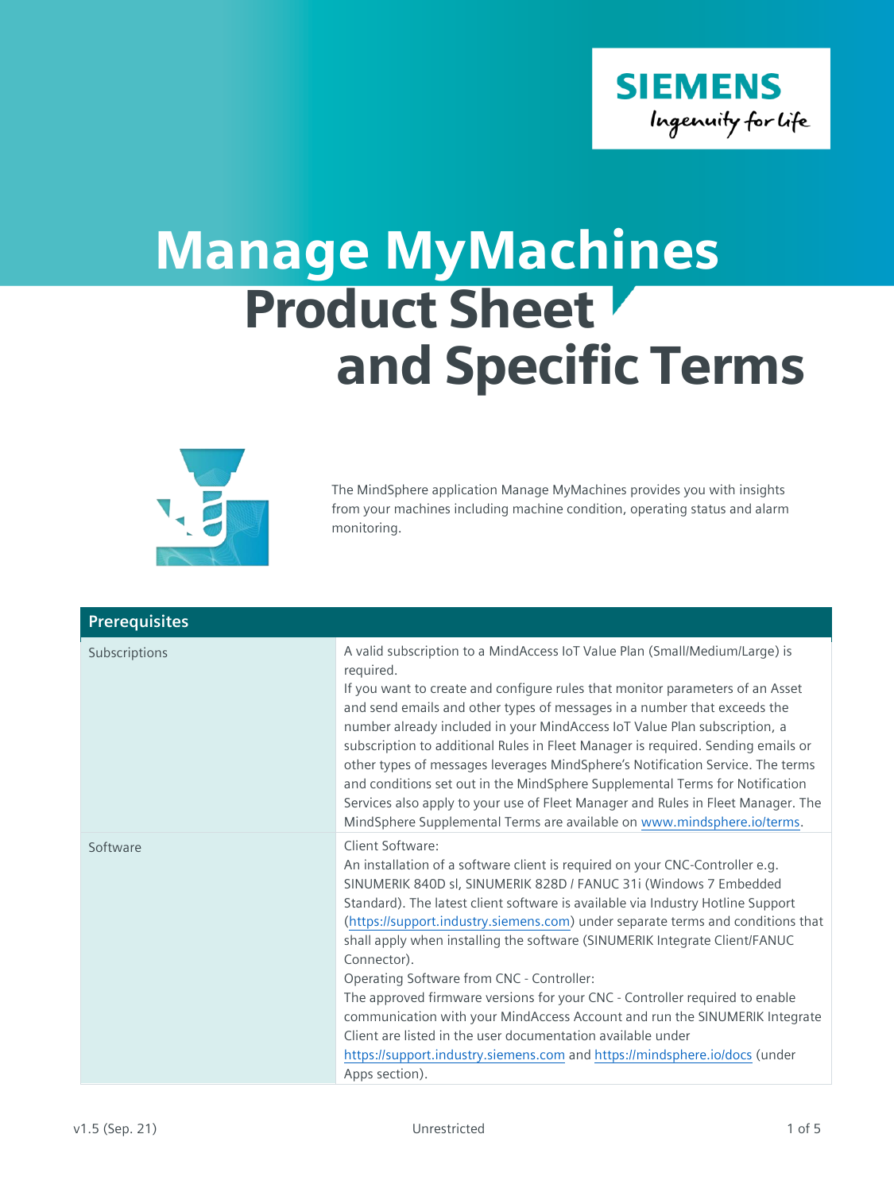# Manage MyMachines Product Sheet and Specific Terms

The MindSphere application Manage MyMachines provides you with insights from your machines including machine condition, operating status and alarm monitoring.

| Prerequisites | |
|---|---|
| Subscriptions | A valid subscription to a MindAccess IoT Value Plan (Small/Medium/Large) is required.<br>If you want to create and configure rules that monitor parameters of an Asset and send emails and other types of messages in a number that exceeds the number already included in your MindAccess IoT Value Plan subscription, a subscription to additional Rules in Fleet Manager is required. Sending emails or other types of messages leverages MindSphere's Notification Service. The terms and conditions set out in the MindSphere Supplemental Terms for Notification Services also apply to your use of Fleet Manager and Rules in Fleet Manager. The MindSphere Supplemental Terms are available on [www.mindsphere.io/terms](www.mindsphere.io/terms). |
| Software | Client Software:<br>An installation of a software client is required on your CNC-Controller e.g. SINUMERIK 840D sl, SINUMERIK 828D / FANUC 31i (Windows 7 Embedded Standard). The latest client software is available via Industry Hotline Support ([https://support.industry.siemens.com](https://support.industry.siemens.com)) under separate terms and conditions that shall apply when installing the software (SINUMERIK Integrate Client/FANUC Connector).<br>Operating Software from CNC - Controller:<br>The approved firmware versions for your CNC - Controller required to enable communication with your MindAccess Account and run the SINUMERIK Integrate Client are listed in the user documentation available under [https://support.industry.siemens.com](https://support.industry.siemens.com) and [https://mindsphere.io/docs](https://mindsphere.io/docs) (under Apps section). |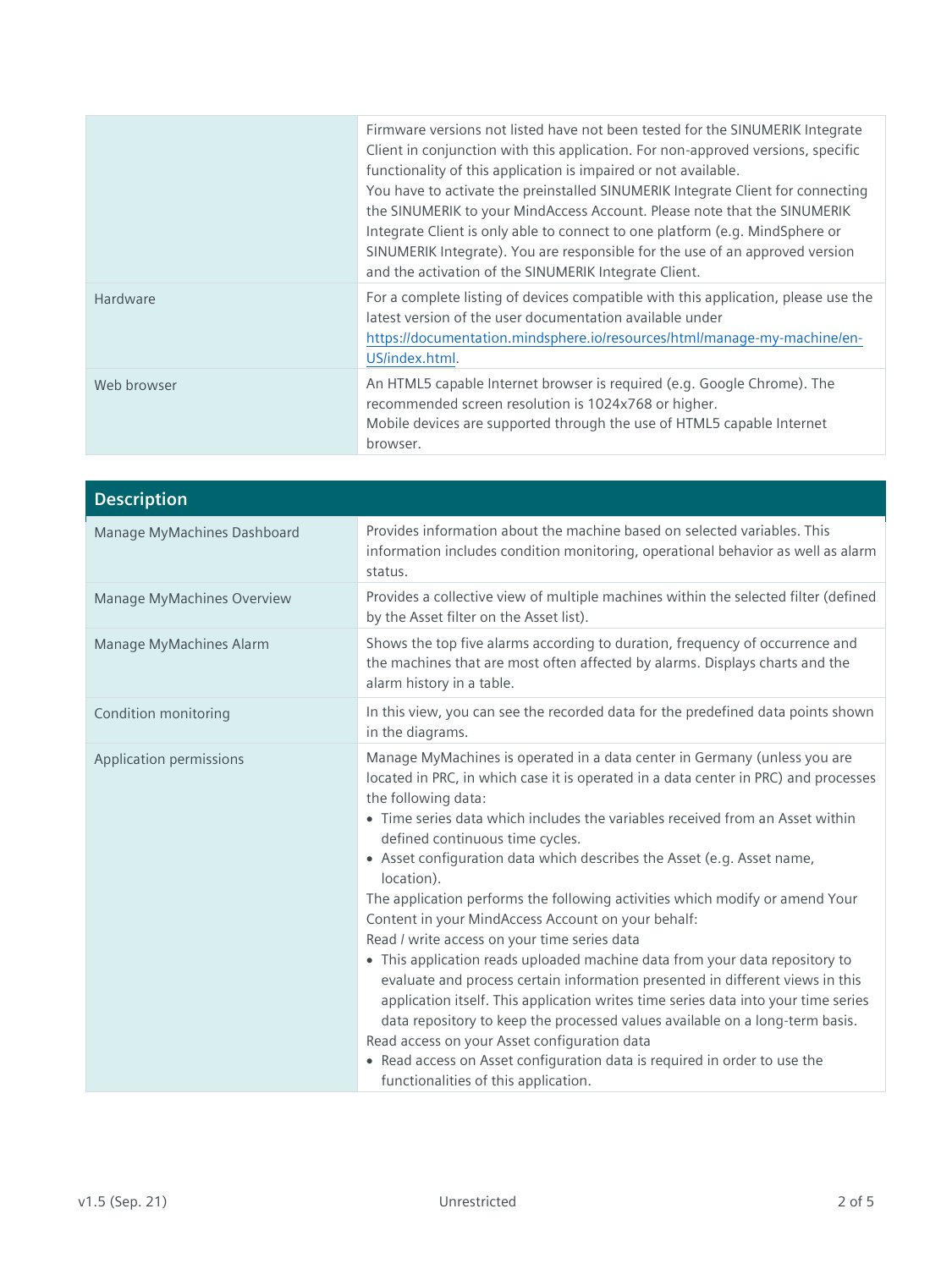| | |
|---|---|
| | Firmware versions not listed have not been tested for the SINUMERIK Integrate Client in conjunction with this application. For non-approved versions, specific functionality of this application is impaired or not available.<br>You have to activate the preinstalled SINUMERIK Integrate Client for connecting the SINUMERIK to your MindAccess Account. Please note that the SINUMERIK Integrate Client is only able to connect to one platform (e.g. MindSphere or SINUMERIK Integrate). You are responsible for the use of an approved version and the activation of the SINUMERIK Integrate Client. |
| Hardware | For a complete listing of devices compatible with this application, please use the latest version of the user documentation available under [https://documentation.mindsphere.io/resources/html/manage-my-machine/en-US/index.html](https://documentation.mindsphere.io/resources/html/manage-my-machine/en-US/index.html). |
| Web browser | An HTML5 capable Internet browser is required (e.g. Google Chrome). The recommended screen resolution is 1024x768 or higher.<br>Mobile devices are supported through the use of HTML5 capable Internet browser. |

| Description | |
|---|---|
| Manage MyMachines Dashboard | Provides information about the machine based on selected variables. This information includes condition monitoring, operational behavior as well as alarm status. |
| Manage MyMachines Overview | Provides a collective view of multiple machines within the selected filter (defined by the Asset filter on the Asset list). |
| Manage MyMachines Alarm | Shows the top five alarms according to duration, frequency of occurrence and the machines that are most often affected by alarms. Displays charts and the alarm history in a table. |
| Condition monitoring | In this view, you can see the recorded data for the predefined data points shown in the diagrams. |
| Application permissions | Manage MyMachines is operated in a data center in Germany (unless you are located in PRC, in which case it is operated in a data center in PRC) and processes the following data:<br>• Time series data which includes the variables received from an Asset within defined continuous time cycles.<br>• Asset configuration data which describes the Asset (e.g. Asset name, location).<br>The application performs the following activities which modify or amend Your Content in your MindAccess Account on your behalf:<br>Read / write access on your time series data<br>• This application reads uploaded machine data from your data repository to evaluate and process certain information presented in different views in this application itself. This application writes time series data into your time series data repository to keep the processed values available on a long-term basis.<br>Read access on your Asset configuration data<br>• Read access on Asset configuration data is required in order to use the functionalities of this application. |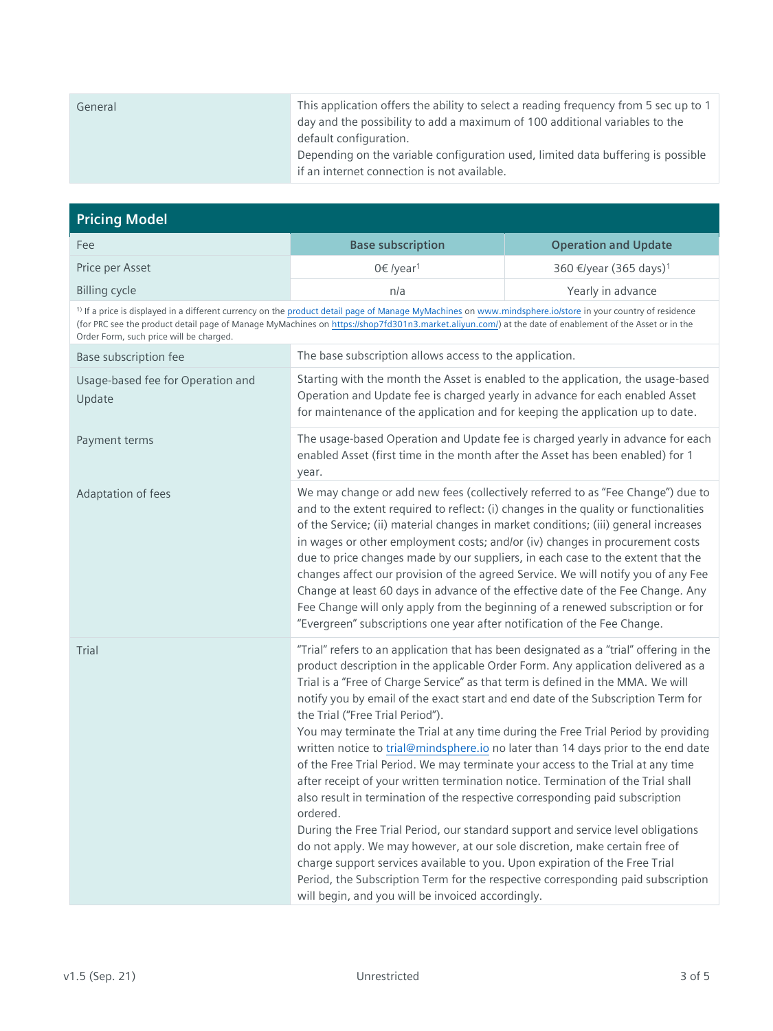| General | This application offers the ability to select a reading frequency from 5 sec up to 1 day and the possibility to add a maximum of 100 additional variables to the default configuration.<br>Depending on the variable configuration used, limited data buffering is possible if an internet connection is not available. |
|---|---|

## Pricing Model

| Fee | Base subscription | Operation and Update |
|---|---|---|
| Price per Asset | 0€ /year[1] | 360 €/year (365 days)[1] |
| Billing cycle | n/a | Yearly in advance |

[1] If a price is displayed in a different currency on the product detail page of Manage MyMachines on www.mindsphere.io/store in your country of residence (for PRC see the product detail page of Manage MyMachines on https://shop7fd301n3.market.aliyun.com/) at the date of enablement of the Asset or in the Order Form, such price will be charged.

| | |
|---|---|
| Base subscription fee | The base subscription allows access to the application. |
| Usage-based fee for Operation and Update | Starting with the month the Asset is enabled to the application, the usage-based Operation and Update fee is charged yearly in advance for each enabled Asset for maintenance of the application and for keeping the application up to date. |
| Payment terms | The usage-based Operation and Update fee is charged yearly in advance for each enabled Asset (first time in the month after the Asset has been enabled) for 1 year. |
| Adaptation of fees | We may change or add new fees (collectively referred to as "Fee Change") due to and to the extent required to reflect: (i) changes in the quality or functionalities of the Service; (ii) material changes in market conditions; (iii) general increases in wages or other employment costs; and/or (iv) changes in procurement costs due to price changes made by our suppliers, in each case to the extent that the changes affect our provision of the agreed Service. We will notify you of any Fee Change at least 60 days in advance of the effective date of the Fee Change. Any Fee Change will only apply from the beginning of a renewed subscription or for "Evergreen" subscriptions one year after notification of the Fee Change. |
| Trial | "Trial" refers to an application that has been designated as a "trial" offering in the product description in the applicable Order Form. Any application delivered as a Trial is a "Free of Charge Service" as that term is defined in the MMA. We will notify you by email of the exact start and end date of the Subscription Term for the Trial ("Free Trial Period").<br>You may terminate the Trial at any time during the Free Trial Period by providing written notice to trial@mindsphere.io no later than 14 days prior to the end date of the Free Trial Period. We may terminate your access to the Trial at any time after receipt of your written termination notice. Termination of the Trial shall also result in termination of the respective corresponding paid subscription ordered.<br>During the Free Trial Period, our standard support and service level obligations do not apply. We may however, at our sole discretion, make certain free of charge support services available to you. Upon expiration of the Free Trial Period, the Subscription Term for the respective corresponding paid subscription will begin, and you will be invoiced accordingly. |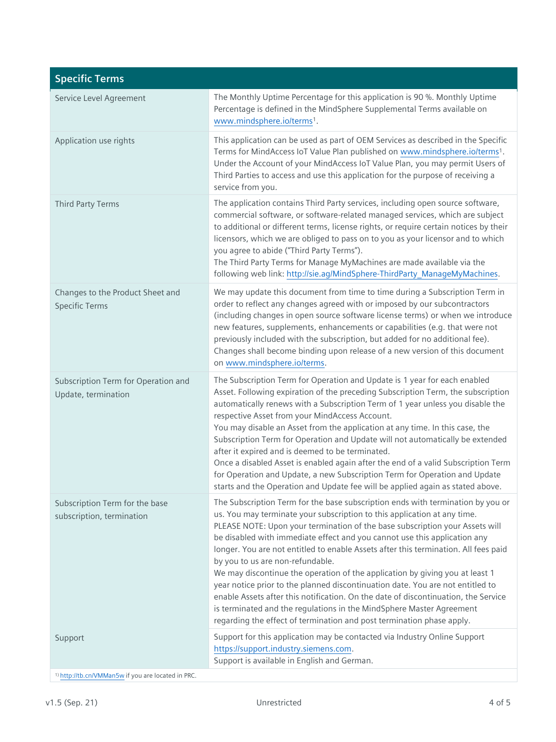| Specific Terms | |
|---|---|
| Service Level Agreement | The Monthly Uptime Percentage for this application is 90 %. Monthly Uptime Percentage is defined in the MindSphere Supplemental Terms available on www.mindsphere.io/terms[1]. |
| Application use rights | This application can be used as part of OEM Services as described in the Specific Terms for MindAccess IoT Value Plan published on www.mindsphere.io/terms[1]. Under the Account of your MindAccess IoT Value Plan, you may permit Users of Third Parties to access and use this application for the purpose of receiving a service from you. |
| Third Party Terms | The application contains Third Party services, including open source software, commercial software, or software-related managed services, which are subject to additional or different terms, license rights, or require certain notices by their licensors, which we are obliged to pass on to you as your licensor and to which you agree to abide ("Third Party Terms").<br>The Third Party Terms for Manage MyMachines are made available via the following web link: http://sie.ag/MindSphere-ThirdParty_ManageMyMachines. |
| Changes to the Product Sheet and Specific Terms | We may update this document from time to time during a Subscription Term in order to reflect any changes agreed with or imposed by our subcontractors (including changes in open source software license terms) or when we introduce new features, supplements, enhancements or capabilities (e.g. that were not previously included with the subscription, but added for no additional fee). Changes shall become binding upon release of a new version of this document on www.mindsphere.io/terms. |
| Subscription Term for Operation and Update, termination | The Subscription Term for Operation and Update is 1 year for each enabled Asset. Following expiration of the preceding Subscription Term, the subscription automatically renews with a Subscription Term of 1 year unless you disable the respective Asset from your MindAccess Account.<br>You may disable an Asset from the application at any time. In this case, the Subscription Term for Operation and Update will not automatically be extended after it expired and is deemed to be terminated.<br>Once a disabled Asset is enabled again after the end of a valid Subscription Term for Operation and Update, a new Subscription Term for Operation and Update starts and the Operation and Update fee will be applied again as stated above. |
| Subscription Term for the base subscription, termination | The Subscription Term for the base subscription ends with termination by you or us. You may terminate your subscription to this application at any time.<br>PLEASE NOTE: Upon your termination of the base subscription your Assets will be disabled with immediate effect and you cannot use this application any longer. You are not entitled to enable Assets after this termination. All fees paid by you to us are non-refundable.<br>We may discontinue the operation of the application by giving you at least 1 year notice prior to the planned discontinuation date. You are not entitled to enable Assets after this notification. On the date of discontinuation, the Service is terminated and the regulations in the MindSphere Master Agreement regarding the effect of termination and post termination phase apply. |
| Support | Support for this application may be contacted via Industry Online Support https://support.industry.siemens.com.<br>Support is available in English and German. |

[1] http://tb.cn/VMMan5w if you are located in PRC.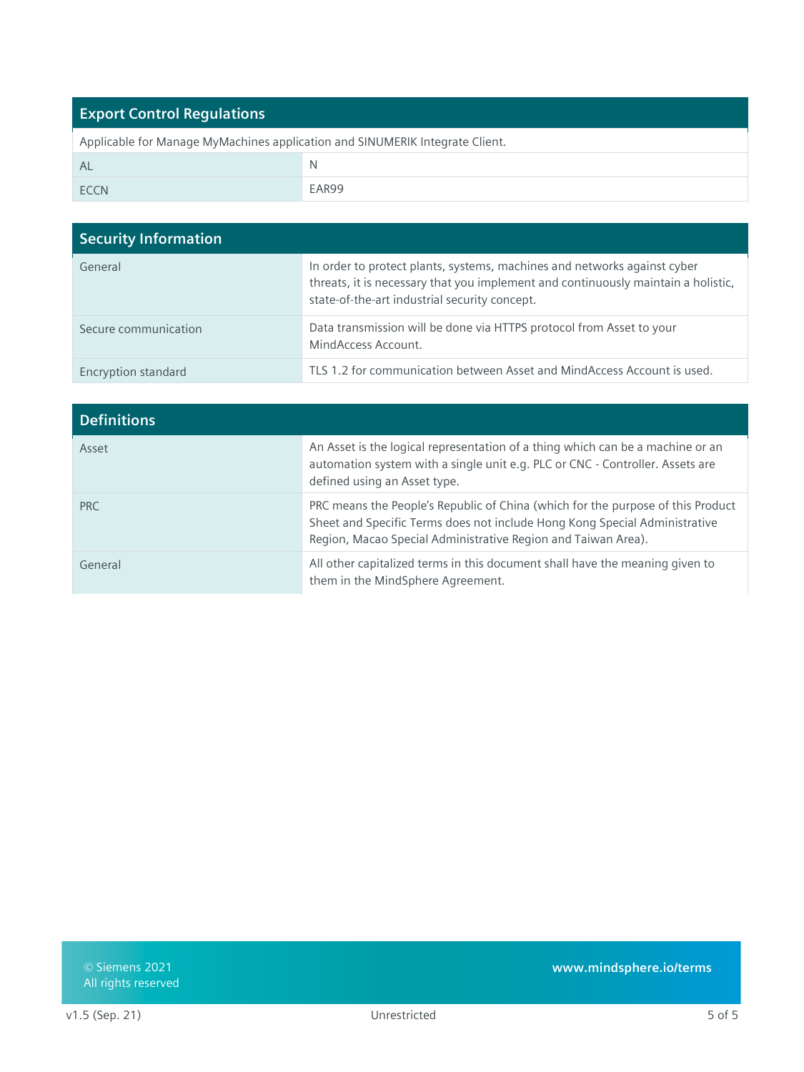## Export Control Regulations

Applicable for Manage MyMachines application and SINUMERIK Integrate Client.

| | |
|---|---|
| AL | N |
| ECCN | EAR99 |

## Security Information

| | |
|---|---|
| General | In order to protect plants, systems, machines and networks against cyber threats, it is necessary that you implement and continuously maintain a holistic, state-of-the-art industrial security concept. |
| Secure communication | Data transmission will be done via HTTPS protocol from Asset to your MindAccess Account. |
| Encryption standard | TLS 1.2 for communication between Asset and MindAccess Account is used. |

## Definitions

| | |
|---|---|
| Asset | An Asset is the logical representation of a thing which can be a machine or an automation system with a single unit e.g. PLC or CNC - Controller. Assets are defined using an Asset type. |
| PRC | PRC means the People's Republic of China (which for the purpose of this Product Sheet and Specific Terms does not include Hong Kong Special Administrative Region, Macao Special Administrative Region and Taiwan Area). |
| General | All other capitalized terms in this document shall have the meaning given to them in the MindSphere Agreement. |

© Siemens 2021
All rights reserved

www.mindsphere.io/terms

v1.5 (Sep. 21) Unrestricted